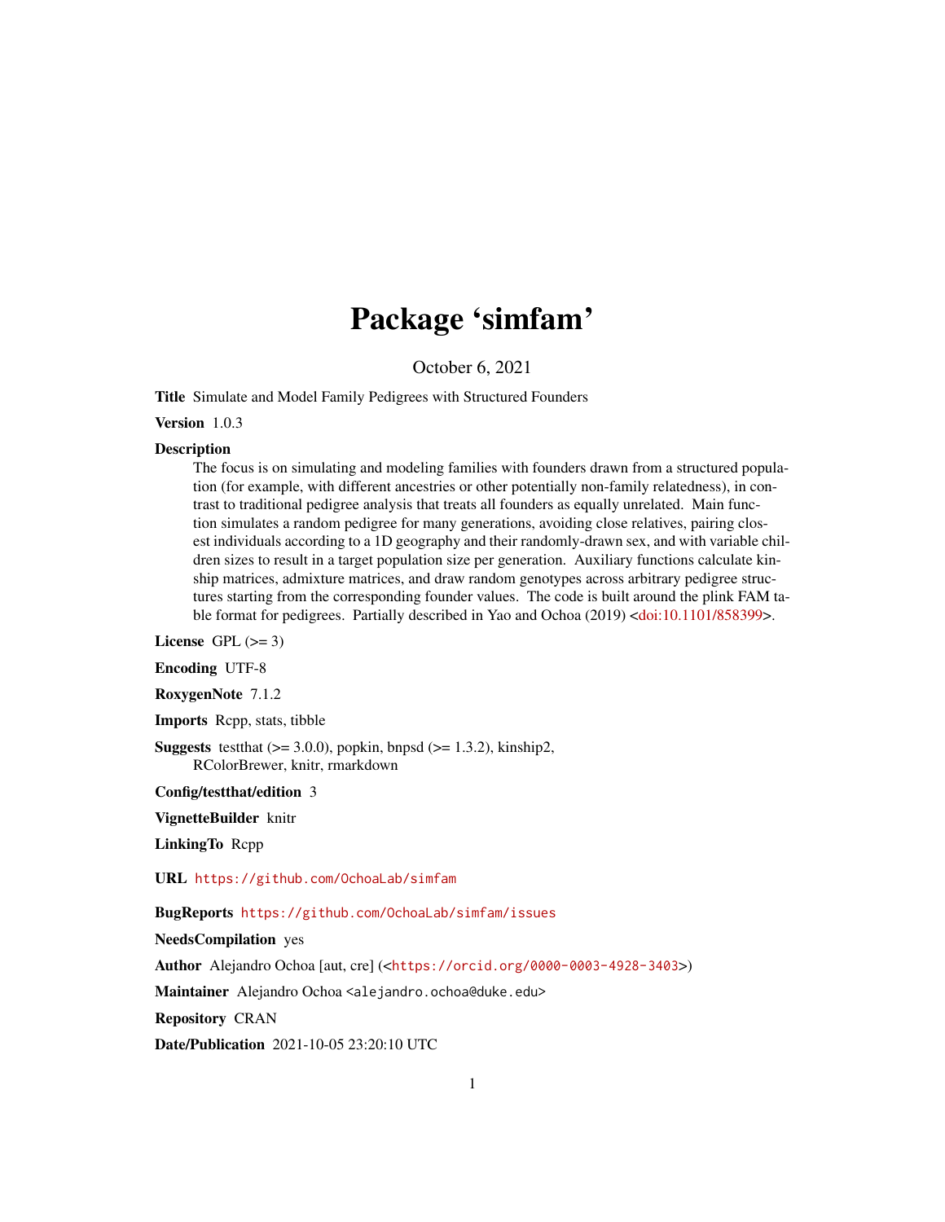# Package 'simfam'

October 6, 2021

**Title** Simulate and Model Family Pedigrees with Structured Founders

**Version** 1.0.3

**Description** The focus is on simulating and modeling families with founders drawn from a structured population (for example, with different ancestries or other potentially non-family relatedness), in contrast to traditional pedigree analysis that treats all founders as equally unrelated. Main function simulates a random pedigree for many generations, avoiding close relatives, pairing closest individuals according to a 1D geography and their randomly-drawn sex, and with variable children sizes to result in a target population size per generation. Auxiliary functions calculate kinship matrices, admixture matrices, and draw random genotypes across arbitrary pedigree structures starting from the corresponding founder values. The code is built around the plink FAM table format for pedigrees. Partially described in Yao and Ochoa (2019) <doi:10.1101/858399>.

**License** GPL (>= 3)

**Encoding** UTF-8

**RoxygenNote** 7.1.2

**Imports** Rcpp, stats, tibble

**Suggests** testthat (>= 3.0.0), popkin, bnpsd (>= 1.3.2), kinship2, RColorBrewer, knitr, rmarkdown

**Config/testthat/edition** 3

**VignetteBuilder** knitr

**LinkingTo** Rcpp

**URL** https://github.com/OchoaLab/simfam

**BugReports** https://github.com/OchoaLab/simfam/issues

**NeedsCompilation** yes

**Author** Alejandro Ochoa [aut, cre] (<https://orcid.org/0000-0003-4928-3403>)

**Maintainer** Alejandro Ochoa <alejandro.ochoa@duke.edu>

**Repository** CRAN

**Date/Publication** 2021-10-05 23:20:10 UTC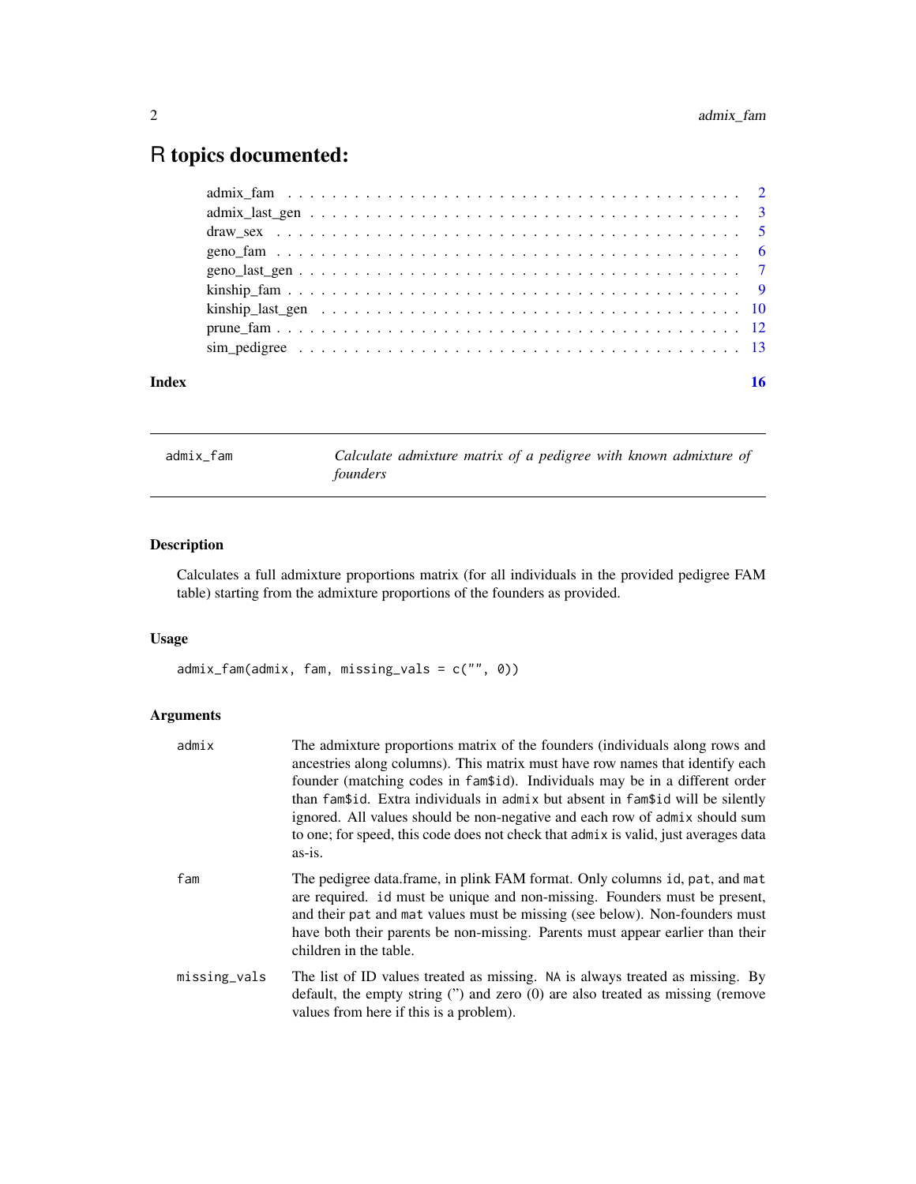# R topics documented:

admix_fam . . . . . . . . . . . . . . . . . . . . . . . . . . . . . . . . . . . . . . . . . 2
admix_last_gen . . . . . . . . . . . . . . . . . . . . . . . . . . . . . . . . . . . . . . 3
draw_sex . . . . . . . . . . . . . . . . . . . . . . . . . . . . . . . . . . . . . . . . . . 5
geno_fam . . . . . . . . . . . . . . . . . . . . . . . . . . . . . . . . . . . . . . . . . 6
geno_last_gen . . . . . . . . . . . . . . . . . . . . . . . . . . . . . . . . . . . . . . 7
kinship_fam . . . . . . . . . . . . . . . . . . . . . . . . . . . . . . . . . . . . . . . 9
kinship_last_gen . . . . . . . . . . . . . . . . . . . . . . . . . . . . . . . . . . . . 10
prune_fam . . . . . . . . . . . . . . . . . . . . . . . . . . . . . . . . . . . . . . . . 12
sim_pedigree . . . . . . . . . . . . . . . . . . . . . . . . . . . . . . . . . . . . . . 13

**Index** 16

---

## admix_fam — *Calculate admixture matrix of a pedigree with known admixture of founders*

### Description

Calculates a full admixture proportions matrix (for all individuals in the provided pedigree FAM table) starting from the admixture proportions of the founders as provided.

### Usage

```
admix_fam(admix, fam, missing_vals = c("", 0))
```

### Arguments

| | |
|---|---|
| `admix` | The admixture proportions matrix of the founders (individuals along rows and ancestries along columns). This matrix must have row names that identify each founder (matching codes in `fam$id`). Individuals may be in a different order than `fam$id`. Extra individuals in `admix` but absent in `fam$id` will be silently ignored. All values should be non-negative and each row of `admix` should sum to one; for speed, this code does not check that `admix` is valid, just averages data as-is. |
| `fam` | The pedigree data.frame, in plink FAM format. Only columns `id`, `pat`, and `mat` are required. `id` must be unique and non-missing. Founders must be present, and their `pat` and `mat` values must be missing (see below). Non-founders must have both their parents be non-missing. Parents must appear earlier than their children in the table. |
| `missing_vals` | The list of ID values treated as missing. `NA` is always treated as missing. By default, the empty string ('') and zero (0) are also treated as missing (remove values from here if this is a problem). |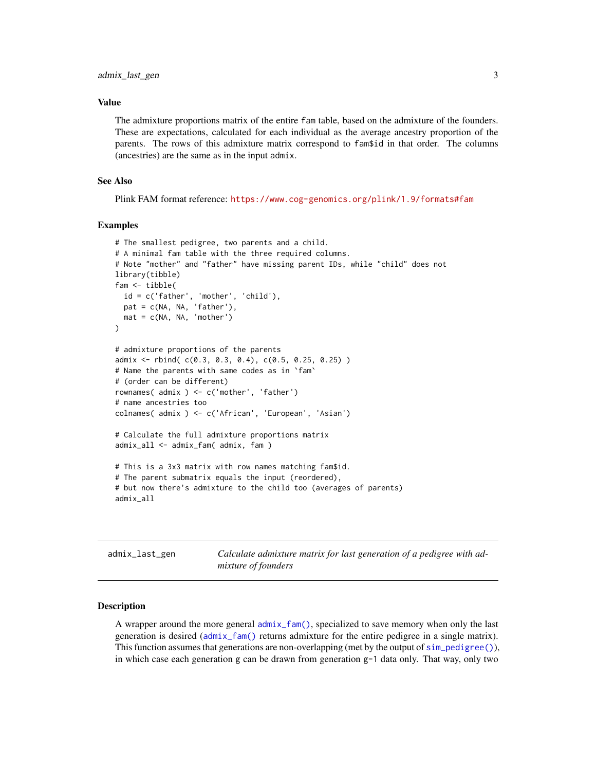### Value

The admixture proportions matrix of the entire `fam` table, based on the admixture of the founders. These are expectations, calculated for each individual as the average ancestry proportion of the parents. The rows of this admixture matrix correspond to `fam$id` in that order. The columns (ancestries) are the same as in the input `admix`.

### See Also

Plink FAM format reference: https://www.cog-genomics.org/plink/1.9/formats#fam

### Examples

```
# The smallest pedigree, two parents and a child.
# A minimal fam table with the three required columns.
# Note "mother" and "father" have missing parent IDs, while "child" does not
library(tibble)
fam <- tibble(
  id = c('father', 'mother', 'child'),
  pat = c(NA, NA, 'father'),
  mat = c(NA, NA, 'mother')
)

# admixture proportions of the parents
admix <- rbind( c(0.3, 0.3, 0.4), c(0.5, 0.25, 0.25) )
# Name the parents with same codes as in `fam`
# (order can be different)
rownames( admix ) <- c('mother', 'father')
# name ancestries too
colnames( admix ) <- c('African', 'European', 'Asian')

# Calculate the full admixture proportions matrix
admix_all <- admix_fam( admix, fam )

# This is a 3x3 matrix with row names matching fam$id.
# The parent submatrix equals the input (reordered),
# but now there's admixture to the child too (averages of parents)
admix_all
```

---

## admix_last_gen — *Calculate admixture matrix for last generation of a pedigree with admixture of founders*

---

### Description

A wrapper around the more general `admix_fam()`, specialized to save memory when only the last generation is desired (`admix_fam()` returns admixture for the entire pedigree in a single matrix). This function assumes that generations are non-overlapping (met by the output of `sim_pedigree()`), in which case each generation g can be drawn from generation `g-1` data only. That way, only two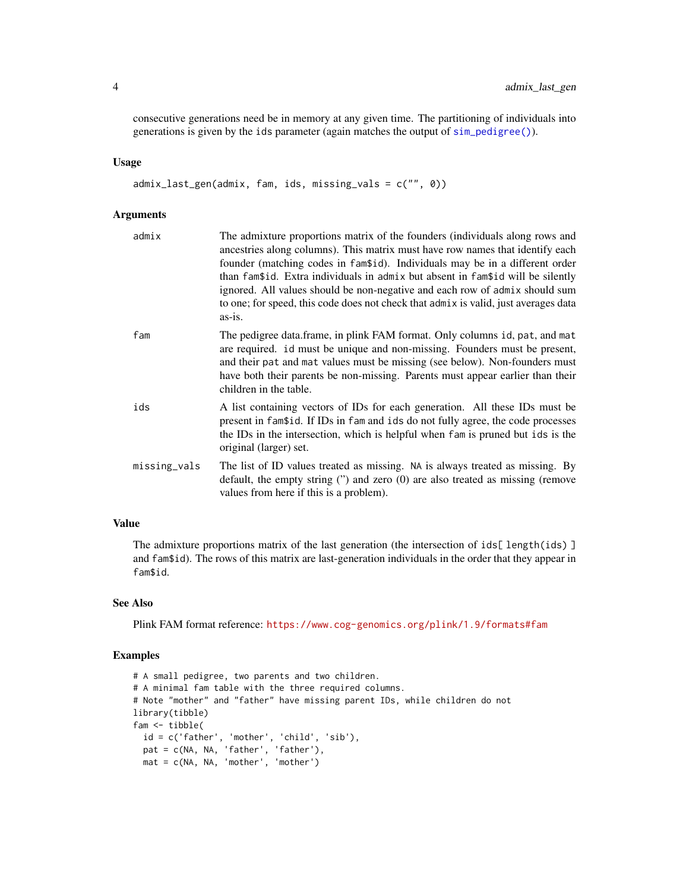consecutive generations need be in memory at any given time. The partitioning of individuals into generations is given by the `ids` parameter (again matches the output of `sim_pedigree()`).

### Usage

```
admix_last_gen(admix, fam, ids, missing_vals = c("", 0))
```

### Arguments

| | |
|---|---|
| `admix` | The admixture proportions matrix of the founders (individuals along rows and ancestries along columns). This matrix must have row names that identify each founder (matching codes in `fam$id`). Individuals may be in a different order than `fam$id`. Extra individuals in `admix` but absent in `fam$id` will be silently ignored. All values should be non-negative and each row of `admix` should sum to one; for speed, this code does not check that `admix` is valid, just averages data as-is. |
| `fam` | The pedigree data.frame, in plink FAM format. Only columns `id`, `pat`, and `mat` are required. `id` must be unique and non-missing. Founders must be present, and their `pat` and `mat` values must be missing (see below). Non-founders must have both their parents be non-missing. Parents must appear earlier than their children in the table. |
| `ids` | A list containing vectors of IDs for each generation. All these IDs must be present in `fam$id`. If IDs in `fam` and `ids` do not fully agree, the code processes the IDs in the intersection, which is helpful when `fam` is pruned but `ids` is the original (larger) set. |
| `missing_vals` | The list of ID values treated as missing. `NA` is always treated as missing. By default, the empty string ('') and zero (0) are also treated as missing (remove values from here if this is a problem). |

### Value

The admixture proportions matrix of the last generation (the intersection of `ids[ length(ids) ]` and `fam$id`). The rows of this matrix are last-generation individuals in the order that they appear in `fam$id`.

### See Also

Plink FAM format reference: https://www.cog-genomics.org/plink/1.9/formats#fam

### Examples

```
# A small pedigree, two parents and two children.
# A minimal fam table with the three required columns.
# Note "mother" and "father" have missing parent IDs, while children do not
library(tibble)
fam <- tibble(
  id = c('father', 'mother', 'child', 'sib'),
  pat = c(NA, NA, 'father', 'father'),
  mat = c(NA, NA, 'mother', 'mother')
```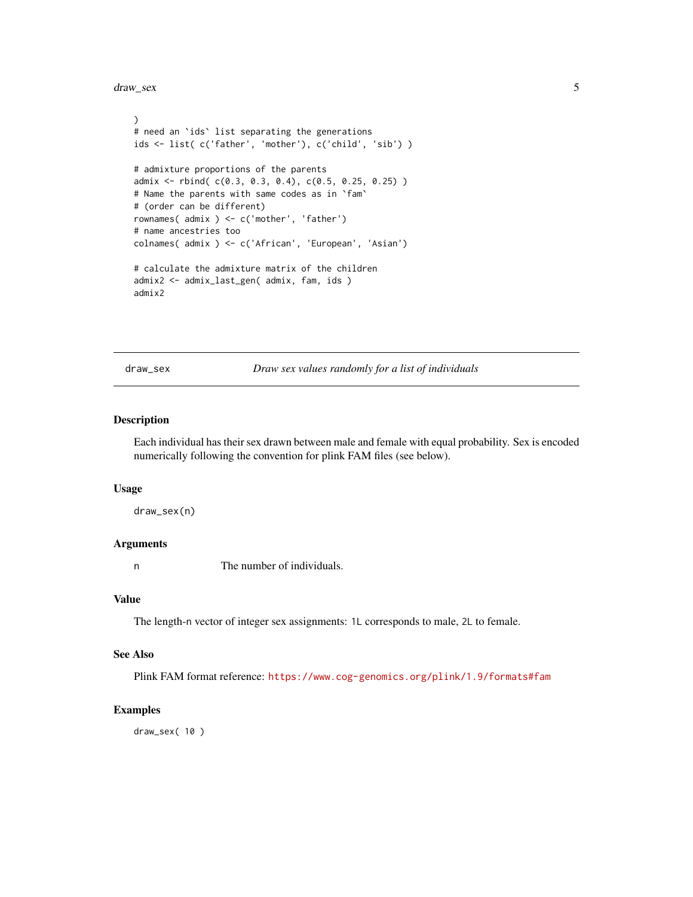```
)
# need an `ids` list separating the generations
ids <- list( c('father', 'mother'), c('child', 'sib') )

# admixture proportions of the parents
admix <- rbind( c(0.3, 0.3, 0.4), c(0.5, 0.25, 0.25) )
# Name the parents with same codes as in `fam`
# (order can be different)
rownames( admix ) <- c('mother', 'father')
# name ancestries too
colnames( admix ) <- c('African', 'European', 'Asian')

# calculate the admixture matrix of the children
admix2 <- admix_last_gen( admix, fam, ids )
admix2
```

---

## draw_sex — *Draw sex values randomly for a list of individuals*

---

### Description

Each individual has their sex drawn between male and female with equal probability. Sex is encoded numerically following the convention for plink FAM files (see below).

### Usage

```
draw_sex(n)
```

### Arguments

| | |
|---|---|
| `n` | The number of individuals. |

### Value

The length-`n` vector of integer sex assignments: `1L` corresponds to male, `2L` to female.

### See Also

Plink FAM format reference: https://www.cog-genomics.org/plink/1.9/formats#fam

### Examples

```
draw_sex( 10 )
```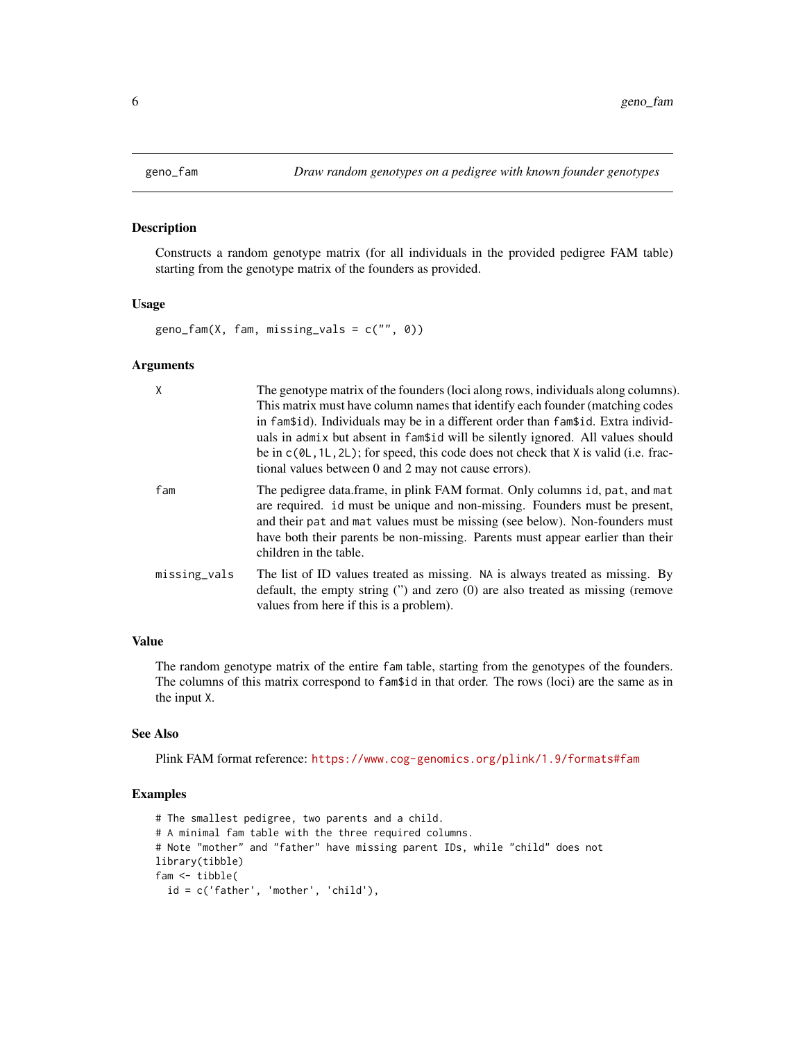## geno_fam — *Draw random genotypes on a pedigree with known founder genotypes*

### Description

Constructs a random genotype matrix (for all individuals in the provided pedigree FAM table) starting from the genotype matrix of the founders as provided.

### Usage

```
geno_fam(X, fam, missing_vals = c("", 0))
```

### Arguments

| | |
|---|---|
| `X` | The genotype matrix of the founders (loci along rows, individuals along columns). This matrix must have column names that identify each founder (matching codes in `fam$id`). Individuals may be in a different order than `fam$id`. Extra individuals in `admix` but absent in `fam$id` will be silently ignored. All values should be in `c(0L,1L,2L)`; for speed, this code does not check that `X` is valid (i.e. fractional values between 0 and 2 may not cause errors). |
| `fam` | The pedigree data.frame, in plink FAM format. Only columns `id`, `pat`, and `mat` are required. `id` must be unique and non-missing. Founders must be present, and their `pat` and `mat` values must be missing (see below). Non-founders must have both their parents be non-missing. Parents must appear earlier than their children in the table. |
| `missing_vals` | The list of ID values treated as missing. `NA` is always treated as missing. By default, the empty string (") and zero (0) are also treated as missing (remove values from here if this is a problem). |

### Value

The random genotype matrix of the entire `fam` table, starting from the genotypes of the founders. The columns of this matrix correspond to `fam$id` in that order. The rows (loci) are the same as in the input `X`.

### See Also

Plink FAM format reference: https://www.cog-genomics.org/plink/1.9/formats#fam

### Examples

```
# The smallest pedigree, two parents and a child.
# A minimal fam table with the three required columns.
# Note "mother" and "father" have missing parent IDs, while "child" does not
library(tibble)
fam <- tibble(
  id = c('father', 'mother', 'child'),
```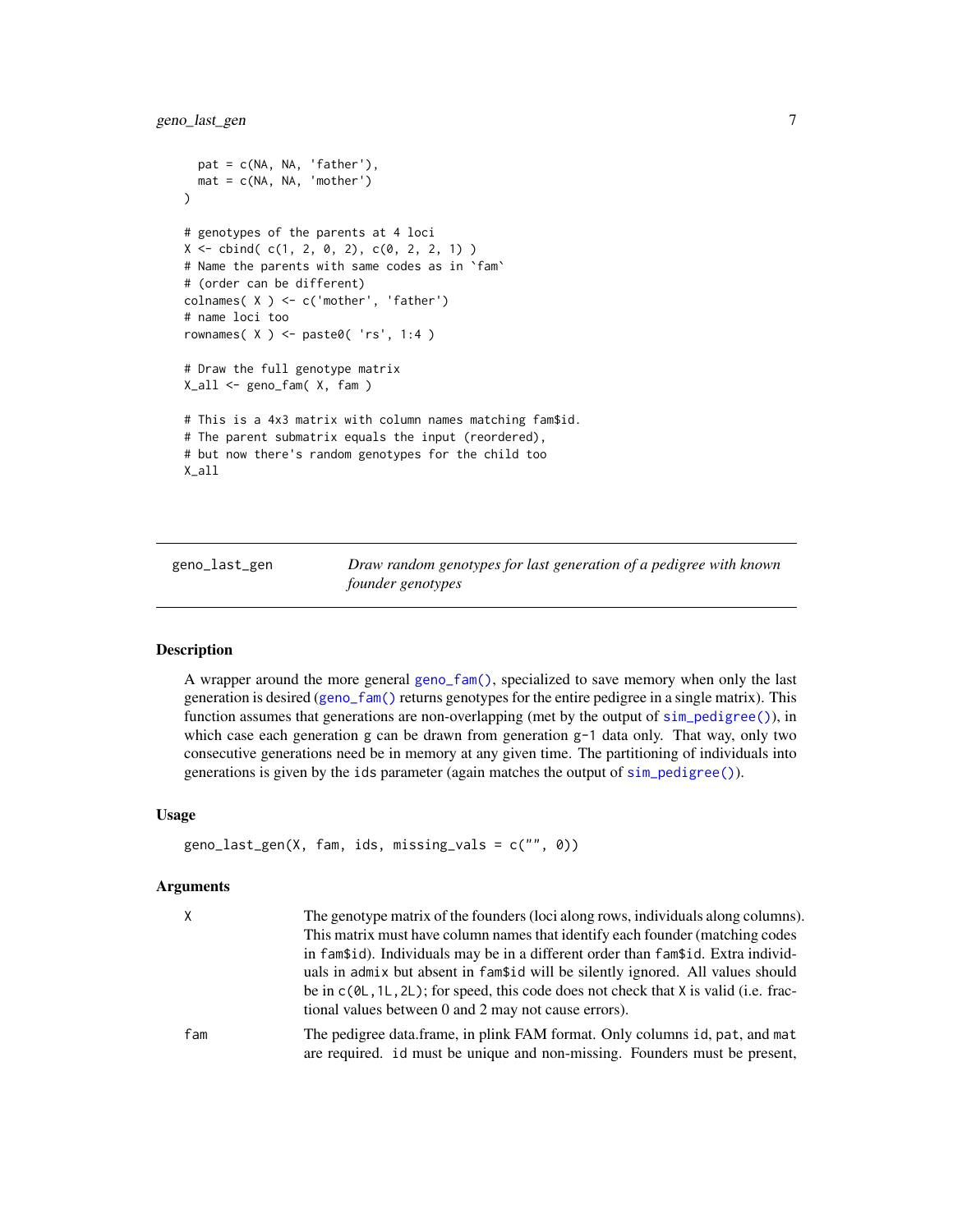```
  pat = c(NA, NA, 'father'),
  mat = c(NA, NA, 'mother')
)

# genotypes of the parents at 4 loci
X <- cbind( c(1, 2, 0, 2), c(0, 2, 2, 1) )
# Name the parents with same codes as in `fam`
# (order can be different)
colnames( X ) <- c('mother', 'father')
# name loci too
rownames( X ) <- paste0( 'rs', 1:4 )

# Draw the full genotype matrix
X_all <- geno_fam( X, fam )

# This is a 4x3 matrix with column names matching fam$id.
# The parent submatrix equals the input (reordered),
# but now there's random genotypes for the child too
X_all
```

---

## geno_last_gen — *Draw random genotypes for last generation of a pedigree with known founder genotypes*

### Description

A wrapper around the more general `geno_fam()`, specialized to save memory when only the last generation is desired (`geno_fam()` returns genotypes for the entire pedigree in a single matrix). This function assumes that generations are non-overlapping (met by the output of `sim_pedigree()`), in which case each generation g can be drawn from generation g-1 data only. That way, only two consecutive generations need be in memory at any given time. The partitioning of individuals into generations is given by the `ids` parameter (again matches the output of `sim_pedigree()`).

### Usage

```
geno_last_gen(X, fam, ids, missing_vals = c("", 0))
```

### Arguments

| | |
|---|---|
| `X` | The genotype matrix of the founders (loci along rows, individuals along columns). This matrix must have column names that identify each founder (matching codes in `fam$id`). Individuals may be in a different order than `fam$id`. Extra individuals in `admix` but absent in `fam$id` will be silently ignored. All values should be in `c(0L,1L,2L)`; for speed, this code does not check that `X` is valid (i.e. fractional values between 0 and 2 may not cause errors). |
| `fam` | The pedigree data.frame, in plink FAM format. Only columns `id`, `pat`, and `mat` are required. `id` must be unique and non-missing. Founders must be present, |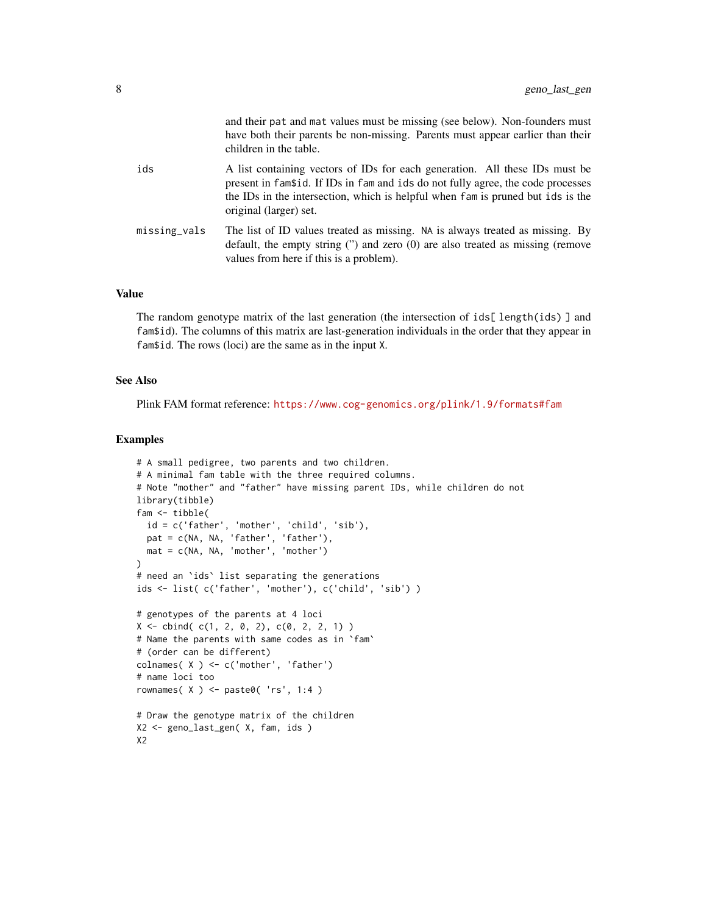and their pat and mat values must be missing (see below). Non-founders must have both their parents be non-missing. Parents must appear earlier than their children in the table.

ids
: A list containing vectors of IDs for each generation. All these IDs must be present in fam$id. If IDs in fam and ids do not fully agree, the code processes the IDs in the intersection, which is helpful when fam is pruned but ids is the original (larger) set.

missing_vals
: The list of ID values treated as missing. NA is always treated as missing. By default, the empty string ('') and zero (0) are also treated as missing (remove values from here if this is a problem).

## Value

The random genotype matrix of the last generation (the intersection of ids[ length(ids) ] and fam$id). The columns of this matrix are last-generation individuals in the order that they appear in fam$id. The rows (loci) are the same as in the input X.

## See Also

Plink FAM format reference: https://www.cog-genomics.org/plink/1.9/formats#fam

## Examples

```
# A small pedigree, two parents and two children.
# A minimal fam table with the three required columns.
# Note "mother" and "father" have missing parent IDs, while children do not
library(tibble)
fam <- tibble(
  id = c('father', 'mother', 'child', 'sib'),
  pat = c(NA, NA, 'father', 'father'),
  mat = c(NA, NA, 'mother', 'mother')
)
# need an `ids` list separating the generations
ids <- list( c('father', 'mother'), c('child', 'sib') )

# genotypes of the parents at 4 loci
X <- cbind( c(1, 2, 0, 2), c(0, 2, 2, 1) )
# Name the parents with same codes as in `fam`
# (order can be different)
colnames( X ) <- c('mother', 'father')
# name loci too
rownames( X ) <- paste0( 'rs', 1:4 )

# Draw the genotype matrix of the children
X2 <- geno_last_gen( X, fam, ids )
X2
```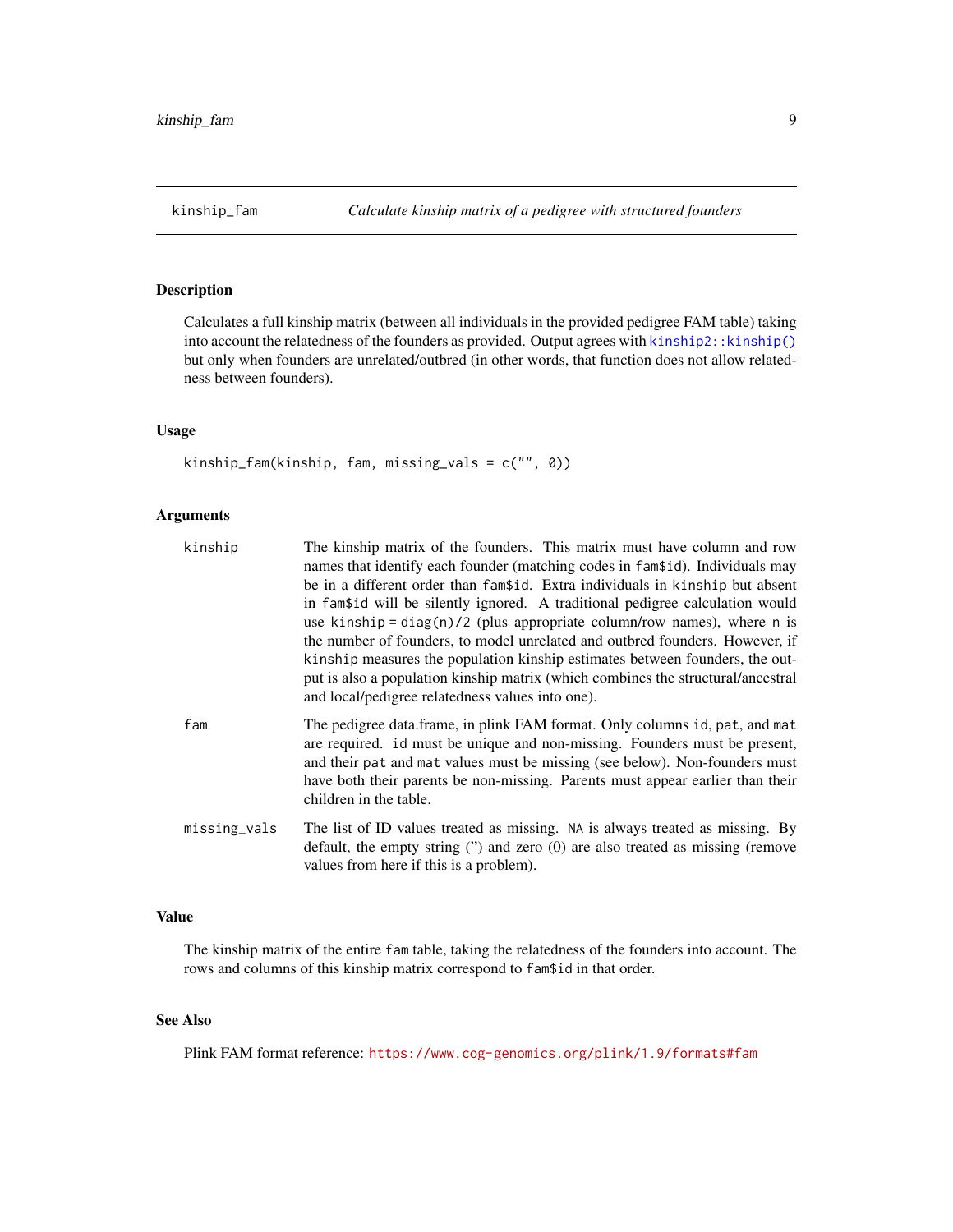# kinship_fam — *Calculate kinship matrix of a pedigree with structured founders*

## Description

Calculates a full kinship matrix (between all individuals in the provided pedigree FAM table) taking into account the relatedness of the founders as provided. Output agrees with `kinship2::kinship()` but only when founders are unrelated/outbred (in other words, that function does not allow relatedness between founders).

## Usage

```
kinship_fam(kinship, fam, missing_vals = c("", 0))
```

## Arguments

| Argument | Description |
|---|---|
| `kinship` | The kinship matrix of the founders. This matrix must have column and row names that identify each founder (matching codes in `fam$id`). Individuals may be in a different order than `fam$id`. Extra individuals in `kinship` but absent in `fam$id` will be silently ignored. A traditional pedigree calculation would use `kinship = diag(n)/2` (plus appropriate column/row names), where `n` is the number of founders, to model unrelated and outbred founders. However, if `kinship` measures the population kinship estimates between founders, the output is also a population kinship matrix (which combines the structural/ancestral and local/pedigree relatedness values into one). |
| `fam` | The pedigree data.frame, in plink FAM format. Only columns `id`, `pat`, and `mat` are required. `id` must be unique and non-missing. Founders must be present, and their `pat` and `mat` values must be missing (see below). Non-founders must have both their parents be non-missing. Parents must appear earlier than their children in the table. |
| `missing_vals` | The list of ID values treated as missing. `NA` is always treated as missing. By default, the empty string ('') and zero (0) are also treated as missing (remove values from here if this is a problem). |

## Value

The kinship matrix of the entire `fam` table, taking the relatedness of the founders into account. The rows and columns of this kinship matrix correspond to `fam$id` in that order.

## See Also

Plink FAM format reference: https://www.cog-genomics.org/plink/1.9/formats#fam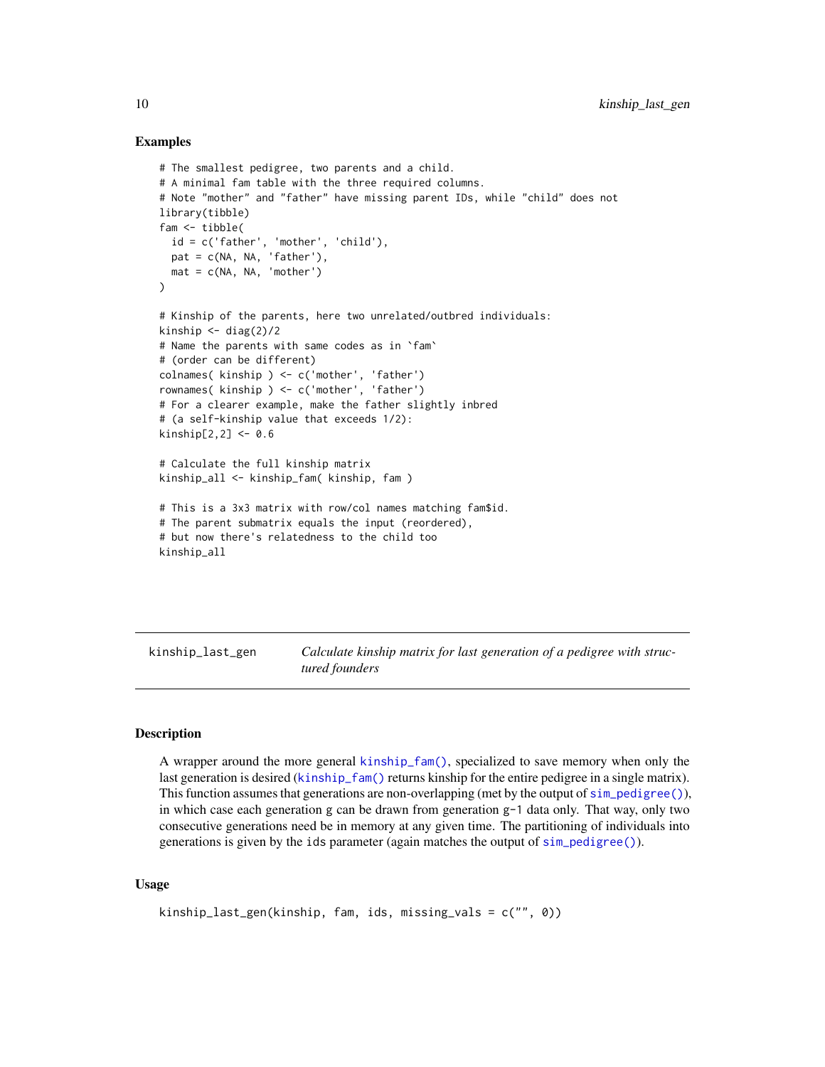## Examples

```
# The smallest pedigree, two parents and a child.
# A minimal fam table with the three required columns.
# Note "mother" and "father" have missing parent IDs, while "child" does not
library(tibble)
fam <- tibble(
  id = c('father', 'mother', 'child'),
  pat = c(NA, NA, 'father'),
  mat = c(NA, NA, 'mother')
)

# Kinship of the parents, here two unrelated/outbred individuals:
kinship <- diag(2)/2
# Name the parents with same codes as in `fam`
# (order can be different)
colnames( kinship ) <- c('mother', 'father')
rownames( kinship ) <- c('mother', 'father')
# For a clearer example, make the father slightly inbred
# (a self-kinship value that exceeds 1/2):
kinship[2,2] <- 0.6

# Calculate the full kinship matrix
kinship_all <- kinship_fam( kinship, fam )

# This is a 3x3 matrix with row/col names matching fam$id.
# The parent submatrix equals the input (reordered),
# but now there's relatedness to the child too
kinship_all
```

---

`kinship_last_gen` *Calculate kinship matrix for last generation of a pedigree with structured founders*

---

## Description

A wrapper around the more general `kinship_fam()`, specialized to save memory when only the last generation is desired (`kinship_fam()` returns kinship for the entire pedigree in a single matrix). This function assumes that generations are non-overlapping (met by the output of `sim_pedigree()`), in which case each generation g can be drawn from generation `g-1` data only. That way, only two consecutive generations need be in memory at any given time. The partitioning of individuals into generations is given by the `ids` parameter (again matches the output of `sim_pedigree()`).

## Usage

```
kinship_last_gen(kinship, fam, ids, missing_vals = c("", 0))
```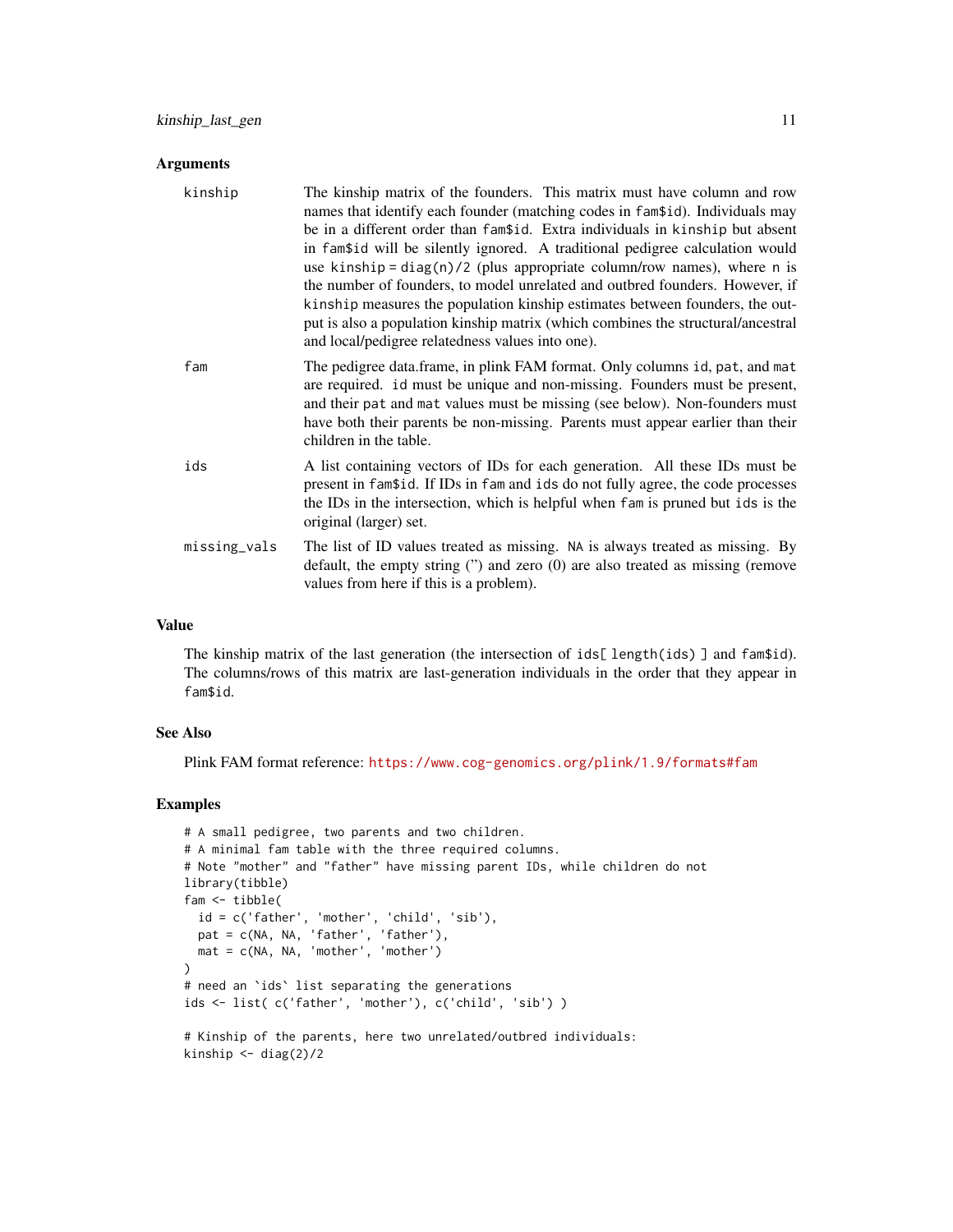### Arguments

- **kinship**: The kinship matrix of the founders. This matrix must have column and row names that identify each founder (matching codes in `fam$id`). Individuals may be in a different order than `fam$id`. Extra individuals in `kinship` but absent in `fam$id` will be silently ignored. A traditional pedigree calculation would use `kinship = diag(n)/2` (plus appropriate column/row names), where `n` is the number of founders, to model unrelated and outbred founders. However, if `kinship` measures the population kinship estimates between founders, the output is also a population kinship matrix (which combines the structural/ancestral and local/pedigree relatedness values into one).
- **fam**: The pedigree data.frame, in plink FAM format. Only columns `id`, `pat`, and `mat` are required. `id` must be unique and non-missing. Founders must be present, and their `pat` and `mat` values must be missing (see below). Non-founders must have both their parents be non-missing. Parents must appear earlier than their children in the table.
- **ids**: A list containing vectors of IDs for each generation. All these IDs must be present in `fam$id`. If IDs in `fam` and `ids` do not fully agree, the code processes the IDs in the intersection, which is helpful when `fam` is pruned but `ids` is the original (larger) set.
- **missing_vals**: The list of ID values treated as missing. `NA` is always treated as missing. By default, the empty string ('') and zero (0) are also treated as missing (remove values from here if this is a problem).

### Value

The kinship matrix of the last generation (the intersection of `ids[ length(ids) ]` and `fam$id`). The columns/rows of this matrix are last-generation individuals in the order that they appear in `fam$id`.

### See Also

Plink FAM format reference: https://www.cog-genomics.org/plink/1.9/formats#fam

### Examples

```
# A small pedigree, two parents and two children.
# A minimal fam table with the three required columns.
# Note "mother" and "father" have missing parent IDs, while children do not
library(tibble)
fam <- tibble(
  id = c('father', 'mother', 'child', 'sib'),
  pat = c(NA, NA, 'father', 'father'),
  mat = c(NA, NA, 'mother', 'mother')
)
# need an `ids` list separating the generations
ids <- list( c('father', 'mother'), c('child', 'sib') )

# Kinship of the parents, here two unrelated/outbred individuals:
kinship <- diag(2)/2
```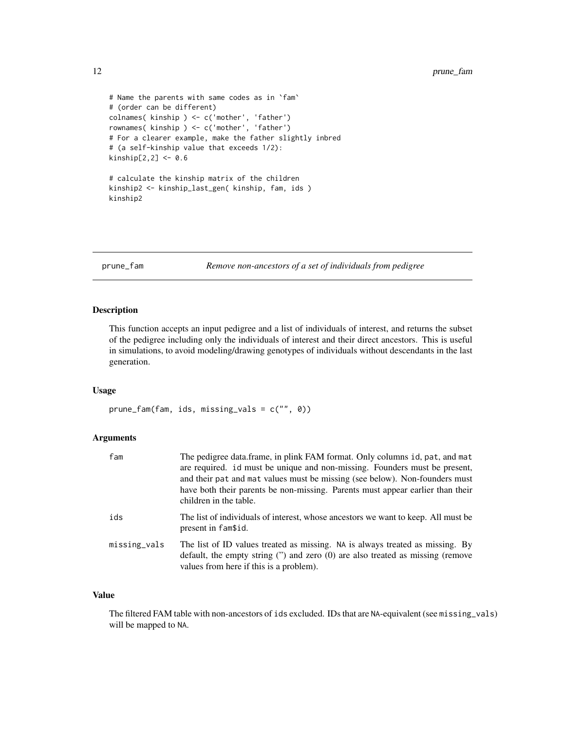```
# Name the parents with same codes as in `fam`
# (order can be different)
colnames( kinship ) <- c('mother', 'father')
rownames( kinship ) <- c('mother', 'father')
# For a clearer example, make the father slightly inbred
# (a self-kinship value that exceeds 1/2):
kinship[2,2] <- 0.6

# calculate the kinship matrix of the children
kinship2 <- kinship_last_gen( kinship, fam, ids )
kinship2
```

## prune_fam — *Remove non-ancestors of a set of individuals from pedigree*

### Description

This function accepts an input pedigree and a list of individuals of interest, and returns the subset of the pedigree including only the individuals of interest and their direct ancestors. This is useful in simulations, to avoid modeling/drawing genotypes of individuals without descendants in the last generation.

### Usage

```
prune_fam(fam, ids, missing_vals = c("", 0))
```

### Arguments

| | |
|---|---|
| fam | The pedigree data.frame, in plink FAM format. Only columns id, pat, and mat are required. id must be unique and non-missing. Founders must be present, and their pat and mat values must be missing (see below). Non-founders must have both their parents be non-missing. Parents must appear earlier than their children in the table. |
| ids | The list of individuals of interest, whose ancestors we want to keep. All must be present in fam$id. |
| missing_vals | The list of ID values treated as missing. NA is always treated as missing. By default, the empty string ('') and zero (0) are also treated as missing (remove values from here if this is a problem). |

### Value

The filtered FAM table with non-ancestors of ids excluded. IDs that are NA-equivalent (see missing_vals) will be mapped to NA.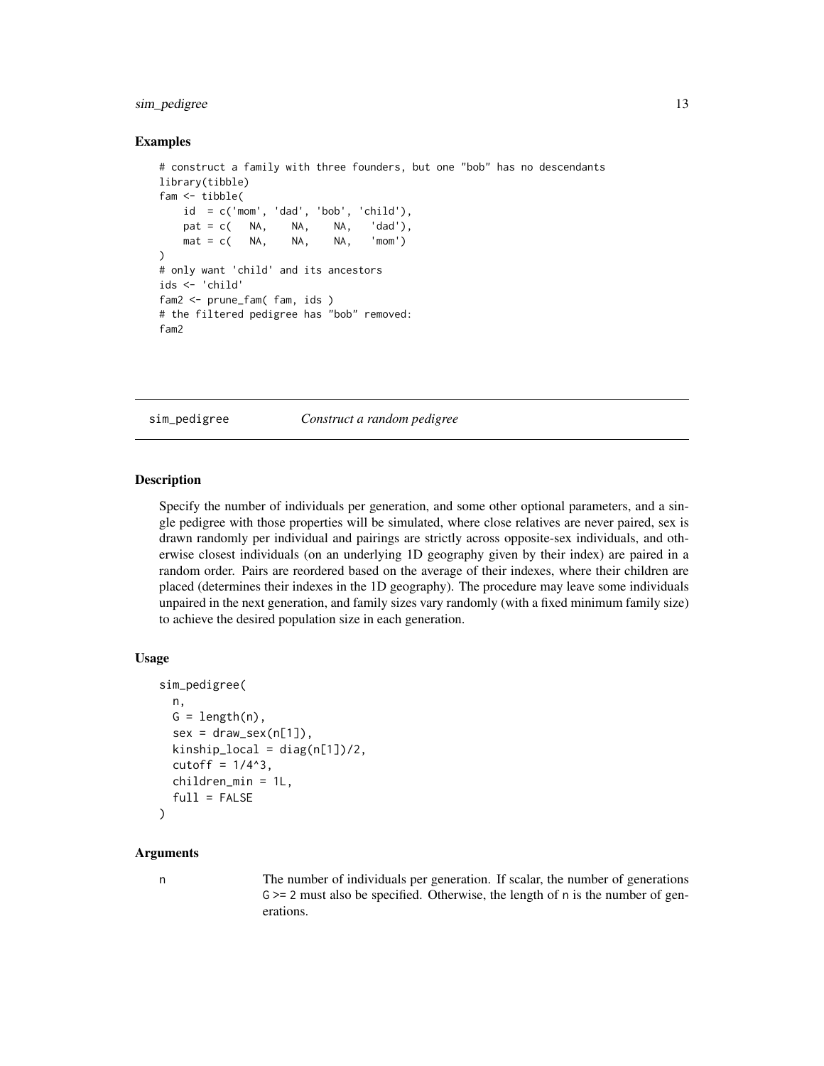### Examples

```
# construct a family with three founders, but one "bob" has no descendants
library(tibble)
fam <- tibble(
    id  = c('mom', 'dad', 'bob', 'child'),
    pat = c(   NA,    NA,    NA,   'dad'),
    mat = c(   NA,    NA,    NA,   'mom')
)
# only want 'child' and its ancestors
ids <- 'child'
fam2 <- prune_fam( fam, ids )
# the filtered pedigree has "bob" removed:
fam2
```

---

## sim_pedigree    *Construct a random pedigree*

---

### Description

Specify the number of individuals per generation, and some other optional parameters, and a single pedigree with those properties will be simulated, where close relatives are never paired, sex is drawn randomly per individual and pairings are strictly across opposite-sex individuals, and otherwise closest individuals (on an underlying 1D geography given by their index) are paired in a random order. Pairs are reordered based on the average of their indexes, where their children are placed (determines their indexes in the 1D geography). The procedure may leave some individuals unpaired in the next generation, and family sizes vary randomly (with a fixed minimum family size) to achieve the desired population size in each generation.

### Usage

```
sim_pedigree(
  n,
  G = length(n),
  sex = draw_sex(n[1]),
  kinship_local = diag(n[1])/2,
  cutoff = 1/4^3,
  children_min = 1L,
  full = FALSE
)
```

### Arguments

| | |
|---|---|
| n | The number of individuals per generation. If scalar, the number of generations `G >= 2` must also be specified. Otherwise, the length of `n` is the number of generations. |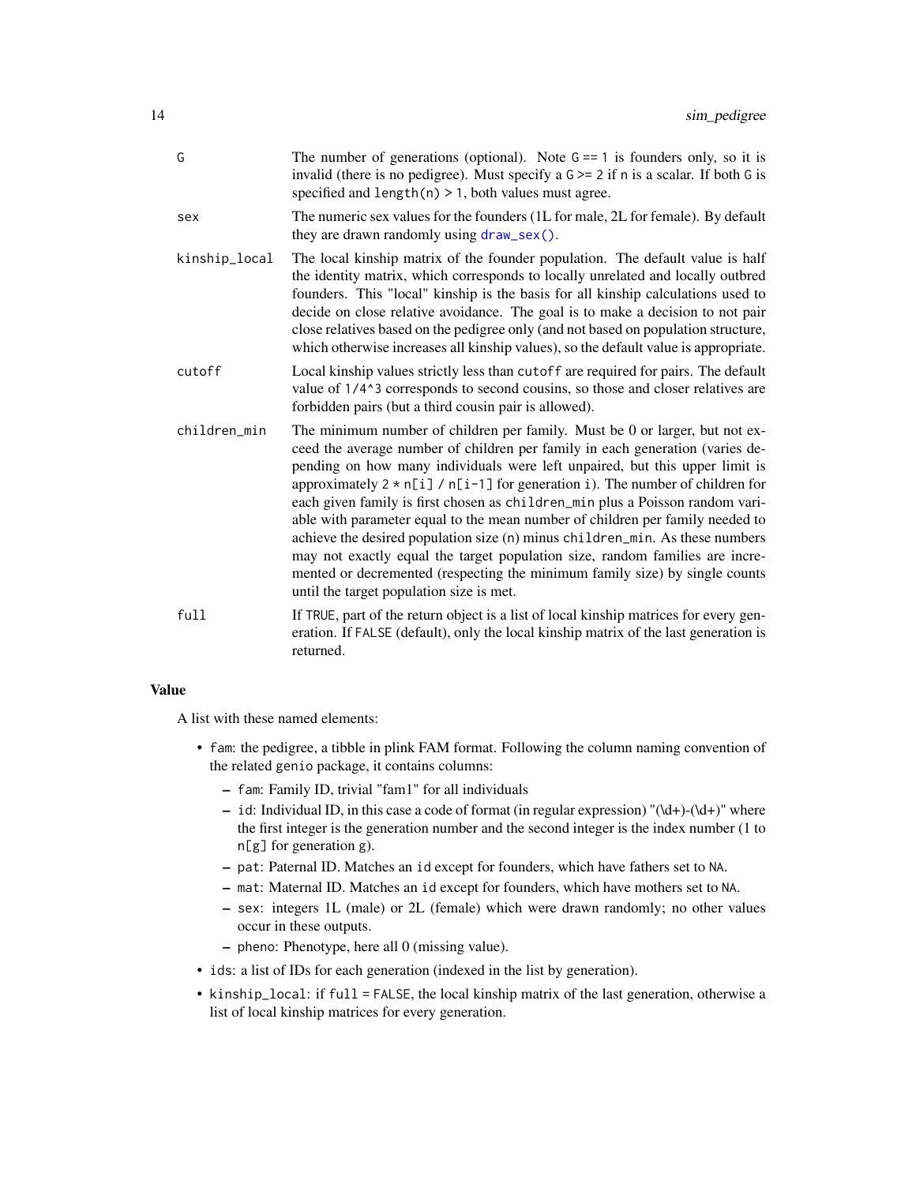| | |
|---|---|
| `G` | The number of generations (optional). Note `G == 1` is founders only, so it is invalid (there is no pedigree). Must specify a `G >= 2` if `n` is a scalar. If both `G` is specified and `length(n) > 1`, both values must agree. |
| `sex` | The numeric sex values for the founders (1L for male, 2L for female). By default they are drawn randomly using `draw_sex()`. |
| `kinship_local` | The local kinship matrix of the founder population. The default value is half the identity matrix, which corresponds to locally unrelated and locally outbred founders. This "local" kinship is the basis for all kinship calculations used to decide on close relative avoidance. The goal is to make a decision to not pair close relatives based on the pedigree only (and not based on population structure, which otherwise increases all kinship values), so the default value is appropriate. |
| `cutoff` | Local kinship values strictly less than `cutoff` are required for pairs. The default value of `1/4^3` corresponds to second cousins, so those and closer relatives are forbidden pairs (but a third cousin pair is allowed). |
| `children_min` | The minimum number of children per family. Must be 0 or larger, but not exceed the average number of children per family in each generation (varies depending on how many individuals were left unpaired, but this upper limit is approximately `2 * n[i] / n[i-1]` for generation `i`). The number of children for each given family is first chosen as `children_min` plus a Poisson random variable with parameter equal to the mean number of children per family needed to achieve the desired population size (`n`) minus `children_min`. As these numbers may not exactly equal the target population size, random families are incremented or decremented (respecting the minimum family size) by single counts until the target population size is met. |
| `full` | If `TRUE`, part of the return object is a list of local kinship matrices for every generation. If `FALSE` (default), only the local kinship matrix of the last generation is returned. |

## Value

A list with these named elements:

- `fam`: the pedigree, a tibble in plink FAM format. Following the column naming convention of the related `genio` package, it contains columns:
  - `fam`: Family ID, trivial "fam1" for all individuals
  - `id`: Individual ID, in this case a code of format (in regular expression) "(\d+)-(\d+)" where the first integer is the generation number and the second integer is the index number (1 to `n[g]` for generation `g`).
  - `pat`: Paternal ID. Matches an `id` except for founders, which have fathers set to `NA`.
  - `mat`: Maternal ID. Matches an `id` except for founders, which have mothers set to `NA`.
  - `sex`: integers 1L (male) or 2L (female) which were drawn randomly; no other values occur in these outputs.
  - `pheno`: Phenotype, here all 0 (missing value).
- `ids`: a list of IDs for each generation (indexed in the list by generation).
- `kinship_local`: if `full = FALSE`, the local kinship matrix of the last generation, otherwise a list of local kinship matrices for every generation.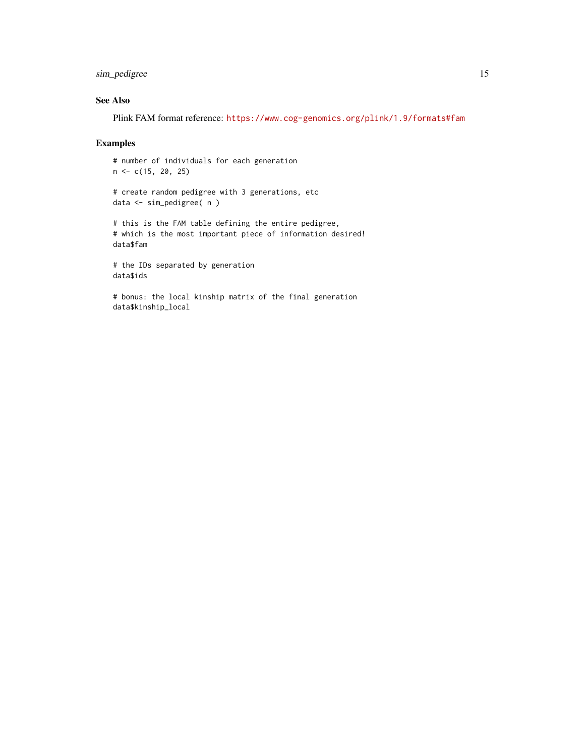## See Also

Plink FAM format reference: https://www.cog-genomics.org/plink/1.9/formats#fam

## Examples

```
# number of individuals for each generation
n <- c(15, 20, 25)

# create random pedigree with 3 generations, etc
data <- sim_pedigree( n )

# this is the FAM table defining the entire pedigree,
# which is the most important piece of information desired!
data$fam

# the IDs separated by generation
data$ids

# bonus: the local kinship matrix of the final generation
data$kinship_local
```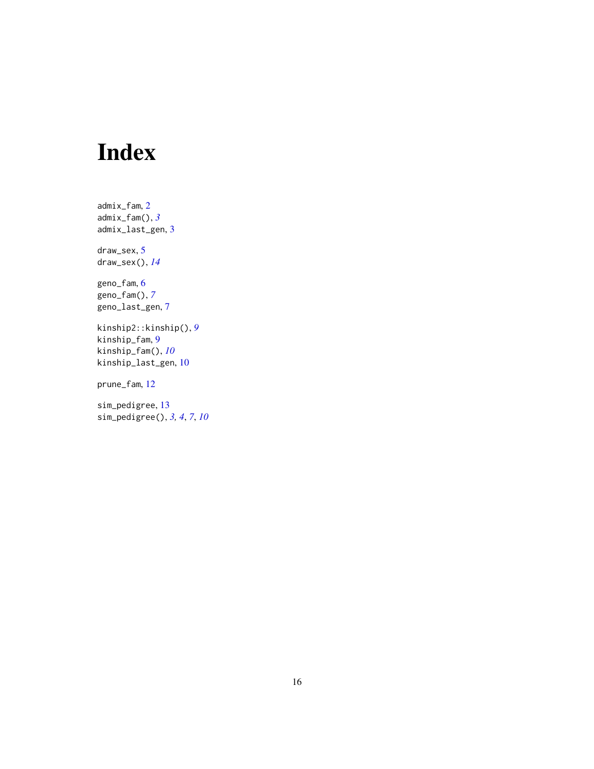# Index

admix_fam, 2
admix_fam(), *3*
admix_last_gen, 3

draw_sex, 5
draw_sex(), *14*

geno_fam, 6
geno_fam(), *7*
geno_last_gen, 7

kinship2::kinship(), *9*
kinship_fam, 9
kinship_fam(), *10*
kinship_last_gen, 10

prune_fam, 12

sim_pedigree, 13
sim_pedigree(), *3, 4*, *7*, *10*